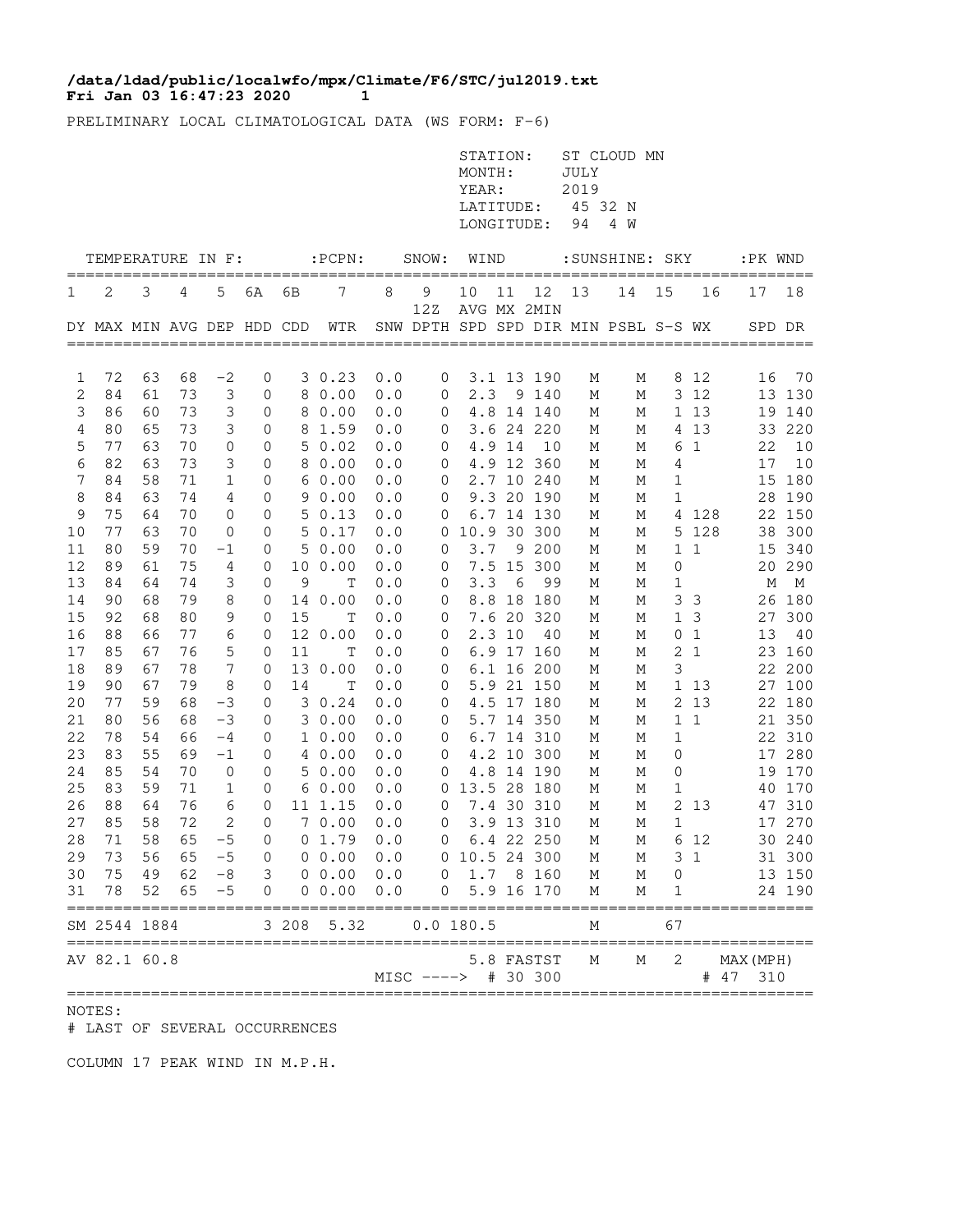**/data/ldad/public/localwfo/mpx/Climate/F6/STC/jul2019.txt**
**Fri Jan 03 16:47:23 2020 1**

PRELIMINARY LOCAL CLIMATOLOGICAL DATA (WS FORM: F-6)

STATION: ST CLOUD MN
MONTH: JULY
YEAR: 2019
LATITUDE: 45 32 N
LONGITUDE: 94 4 W

| TEMPERATURE IN F: | | | | | | | :PCPN: | SNOW: | | WIND | | | :SUNSHINE: | | SKY | | :PK WND | |
|---|---|---|---|---|---|---|---|---|---|---|---|---|---|---|---|---|---|---|
| 1 | 2 | 3 | 4 | 5 | 6A | 6B | 7 | 8 | 9 | 10 | 11 | 12 | 13 | 14 | 15 | 16 | 17 | 18 |
| | | | | | | | | | 12Z | AVG | MX | 2MIN | | | | | | |
| DY | MAX | MIN | AVG | DEP | HDD | CDD | WTR | SNW | DPTH | SPD | SPD | DIR | MIN | PSBL | S-S | WX | SPD | DR |
| 1 | 72 | 63 | 68 | -2 | 0 | 3 | 0.23 | 0.0 | 0 | 3.1 | 13 | 190 | M | M | 8 | 12 | 16 | 70 |
| 2 | 84 | 61 | 73 | 3 | 0 | 8 | 0.00 | 0.0 | 0 | 2.3 | 9 | 140 | M | M | 3 | 12 | 13 | 130 |
| 3 | 86 | 60 | 73 | 3 | 0 | 8 | 0.00 | 0.0 | 0 | 4.8 | 14 | 140 | M | M | 1 | 13 | 19 | 140 |
| 4 | 80 | 65 | 73 | 3 | 0 | 8 | 1.59 | 0.0 | 0 | 3.6 | 24 | 220 | M | M | 4 | 13 | 33 | 220 |
| 5 | 77 | 63 | 70 | 0 | 0 | 5 | 0.02 | 0.0 | 0 | 4.9 | 14 | 10 | M | M | 6 | 1 | 22 | 10 |
| 6 | 82 | 63 | 73 | 3 | 0 | 8 | 0.00 | 0.0 | 0 | 4.9 | 12 | 360 | M | M | 4 | | 17 | 10 |
| 7 | 84 | 58 | 71 | 1 | 0 | 6 | 0.00 | 0.0 | 0 | 2.7 | 10 | 240 | M | M | 1 | | 15 | 180 |
| 8 | 84 | 63 | 74 | 4 | 0 | 9 | 0.00 | 0.0 | 0 | 9.3 | 20 | 190 | M | M | 1 | | 28 | 190 |
| 9 | 75 | 64 | 70 | 0 | 0 | 5 | 0.13 | 0.0 | 0 | 6.7 | 14 | 130 | M | M | 4 | 128 | 22 | 150 |
| 10 | 77 | 63 | 70 | 0 | 0 | 5 | 0.17 | 0.0 | 0 | 10.9 | 30 | 300 | M | M | 5 | 128 | 38 | 300 |
| 11 | 80 | 59 | 70 | -1 | 0 | 5 | 0.00 | 0.0 | 0 | 3.7 | 9 | 200 | M | M | 1 | 1 | 15 | 340 |
| 12 | 89 | 61 | 75 | 4 | 0 | 10 | 0.00 | 0.0 | 0 | 7.5 | 15 | 300 | M | M | 0 | | 20 | 290 |
| 13 | 84 | 64 | 74 | 3 | 0 | 9 | T | 0.0 | 0 | 3.3 | 6 | 99 | M | M | 1 | | M | M |
| 14 | 90 | 68 | 79 | 8 | 0 | 14 | 0.00 | 0.0 | 0 | 8.8 | 18 | 180 | M | M | 3 | 3 | 26 | 180 |
| 15 | 92 | 68 | 80 | 9 | 0 | 15 | T | 0.0 | 0 | 7.6 | 20 | 320 | M | M | 1 | 3 | 27 | 300 |
| 16 | 88 | 66 | 77 | 6 | 0 | 12 | 0.00 | 0.0 | 0 | 2.3 | 10 | 40 | M | M | 0 | 1 | 13 | 40 |
| 17 | 85 | 67 | 76 | 5 | 0 | 11 | T | 0.0 | 0 | 6.9 | 17 | 160 | M | M | 2 | 1 | 23 | 160 |
| 18 | 89 | 67 | 78 | 7 | 0 | 13 | 0.00 | 0.0 | 0 | 6.1 | 16 | 200 | M | M | 3 | | 22 | 200 |
| 19 | 90 | 67 | 79 | 8 | 0 | 14 | T | 0.0 | 0 | 5.9 | 21 | 150 | M | M | 1 | 13 | 27 | 100 |
| 20 | 77 | 59 | 68 | -3 | 0 | 3 | 0.24 | 0.0 | 0 | 4.5 | 17 | 180 | M | M | 2 | 13 | 22 | 180 |
| 21 | 80 | 56 | 68 | -3 | 0 | 3 | 0.00 | 0.0 | 0 | 5.7 | 14 | 350 | M | M | 1 | 1 | 21 | 350 |
| 22 | 78 | 54 | 66 | -4 | 0 | 1 | 0.00 | 0.0 | 0 | 6.7 | 14 | 310 | M | M | 1 | | 22 | 310 |
| 23 | 83 | 55 | 69 | -1 | 0 | 4 | 0.00 | 0.0 | 0 | 4.2 | 10 | 300 | M | M | 0 | | 17 | 280 |
| 24 | 85 | 54 | 70 | 0 | 0 | 5 | 0.00 | 0.0 | 0 | 4.8 | 14 | 190 | M | M | 0 | | 19 | 170 |
| 25 | 83 | 59 | 71 | 1 | 0 | 6 | 0.00 | 0.0 | 0 | 13.5 | 28 | 180 | M | M | 1 | | 40 | 170 |
| 26 | 88 | 64 | 76 | 6 | 0 | 11 | 1.15 | 0.0 | 0 | 7.4 | 30 | 310 | M | M | 2 | 13 | 47 | 310 |
| 27 | 85 | 58 | 72 | 2 | 0 | 7 | 0.00 | 0.0 | 0 | 3.9 | 13 | 310 | M | M | 1 | | 17 | 270 |
| 28 | 71 | 58 | 65 | -5 | 0 | 0 | 1.79 | 0.0 | 0 | 6.4 | 22 | 250 | M | M | 6 | 12 | 30 | 240 |
| 29 | 73 | 56 | 65 | -5 | 0 | 0 | 0.00 | 0.0 | 0 | 10.5 | 24 | 300 | M | M | 3 | 1 | 31 | 300 |
| 30 | 75 | 49 | 62 | -8 | 3 | 0 | 0.00 | 0.0 | 0 | 1.7 | 8 | 160 | M | M | 0 | | 13 | 150 |
| 31 | 78 | 52 | 65 | -5 | 0 | 0 | 0.00 | 0.0 | 0 | 5.9 | 16 | 170 | M | M | 1 | | 24 | 190 |
| SM | 2544 | 1884 | | | 3 | 208 | 5.32 | 0.0 | | 180.5 | | | M | | 67 | | | |
| AV | 82.1 | 60.8 | | | | | | | | 5.8 | FASTST | | M | M | 2 | | MAX(MPH) | |
| | | | | | | | | MISC ----> | | # | 30 | 300 | | | | # | 47 | 310 |

NOTES:
# LAST OF SEVERAL OCCURRENCES

COLUMN 17 PEAK WIND IN M.P.H.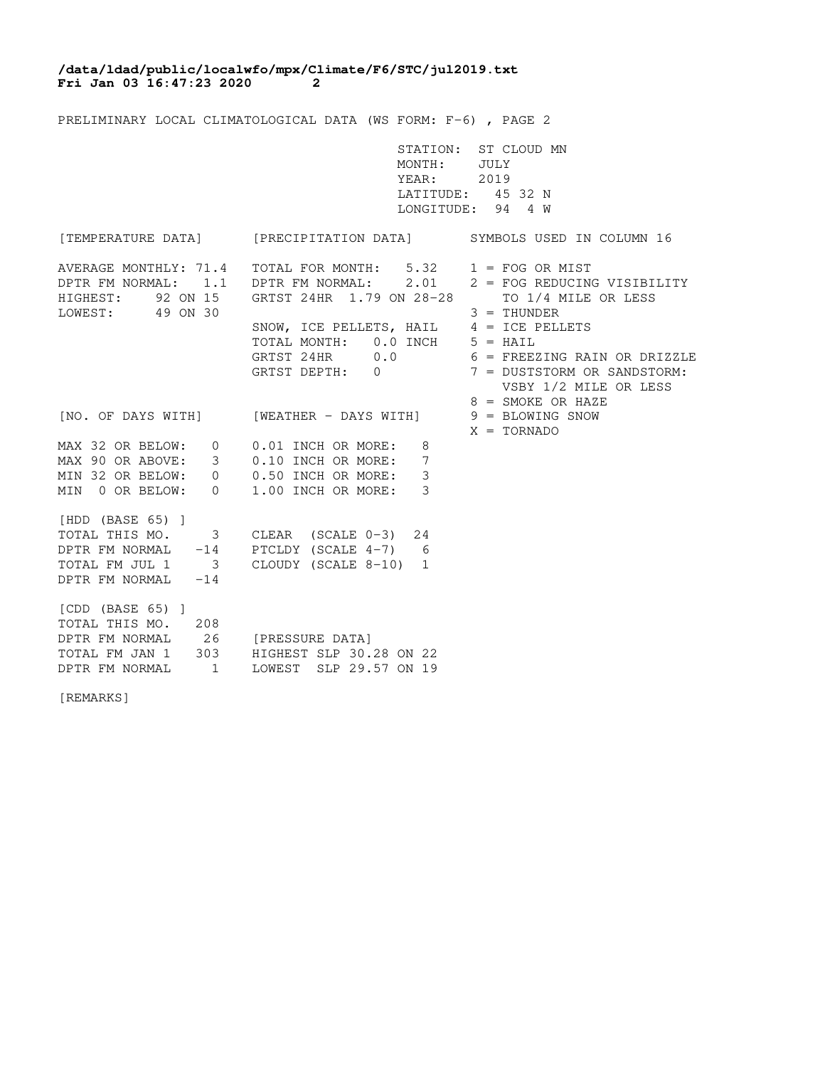**/data/ldad/public/localwfo/mpx/Climate/F6/STC/jul2019.txt**
**Fri Jan 03 16:47:23 2020**

PRELIMINARY LOCAL CLIMATOLOGICAL DATA (WS FORM: F-6) , PAGE 2

STATION: ST CLOUD MN
MONTH: JULY
YEAR: 2019
LATITUDE: 45 32 N
LONGITUDE: 94 4 W

```
[TEMPERATURE DATA]      [PRECIPITATION DATA]       SYMBOLS USED IN COLUMN 16

AVERAGE MONTHLY: 71.4   TOTAL FOR MONTH:   5.32    1 = FOG OR MIST
DPTR FM NORMAL:   1.1   DPTR FM NORMAL:    2.01    2 = FOG REDUCING VISIBILITY
HIGHEST:    92 ON 15    GRTST 24HR  1.79 ON 28-28      TO 1/4 MILE OR LESS
LOWEST:     49 ON 30                               3 = THUNDER
                        SNOW, ICE PELLETS, HAIL    4 = ICE PELLETS
                        TOTAL MONTH:   0.0 INCH    5 = HAIL
                        GRTST 24HR     0.0         6 = FREEZING RAIN OR DRIZZLE
                        GRTST DEPTH:   0           7 = DUSTSTORM OR SANDSTORM:
                                                       VSBY 1/2 MILE OR LESS
                                                   8 = SMOKE OR HAZE
[NO. OF DAYS WITH]      [WEATHER - DAYS WITH]      9 = BLOWING SNOW
                                                   X = TORNADO
MAX 32 OR BELOW:   0    0.01 INCH OR MORE:   8
MAX 90 OR ABOVE:   3    0.10 INCH OR MORE:   7
MIN 32 OR BELOW:   0    0.50 INCH OR MORE:   3
MIN  0 OR BELOW:   0    1.00 INCH OR MORE:   3

[HDD (BASE 65) ]
TOTAL THIS MO.     3    CLEAR  (SCALE 0-3)  24
DPTR FM NORMAL   -14    PTCLDY (SCALE 4-7)   6
TOTAL FM JUL 1     3    CLOUDY (SCALE 8-10)  1
DPTR FM NORMAL   -14

[CDD (BASE 65) ]
TOTAL THIS MO.   208
DPTR FM NORMAL    26    [PRESSURE DATA]
TOTAL FM JAN 1   303    HIGHEST SLP 30.28 ON 22
DPTR FM NORMAL     1    LOWEST  SLP 29.57 ON 19

[REMARKS]
```